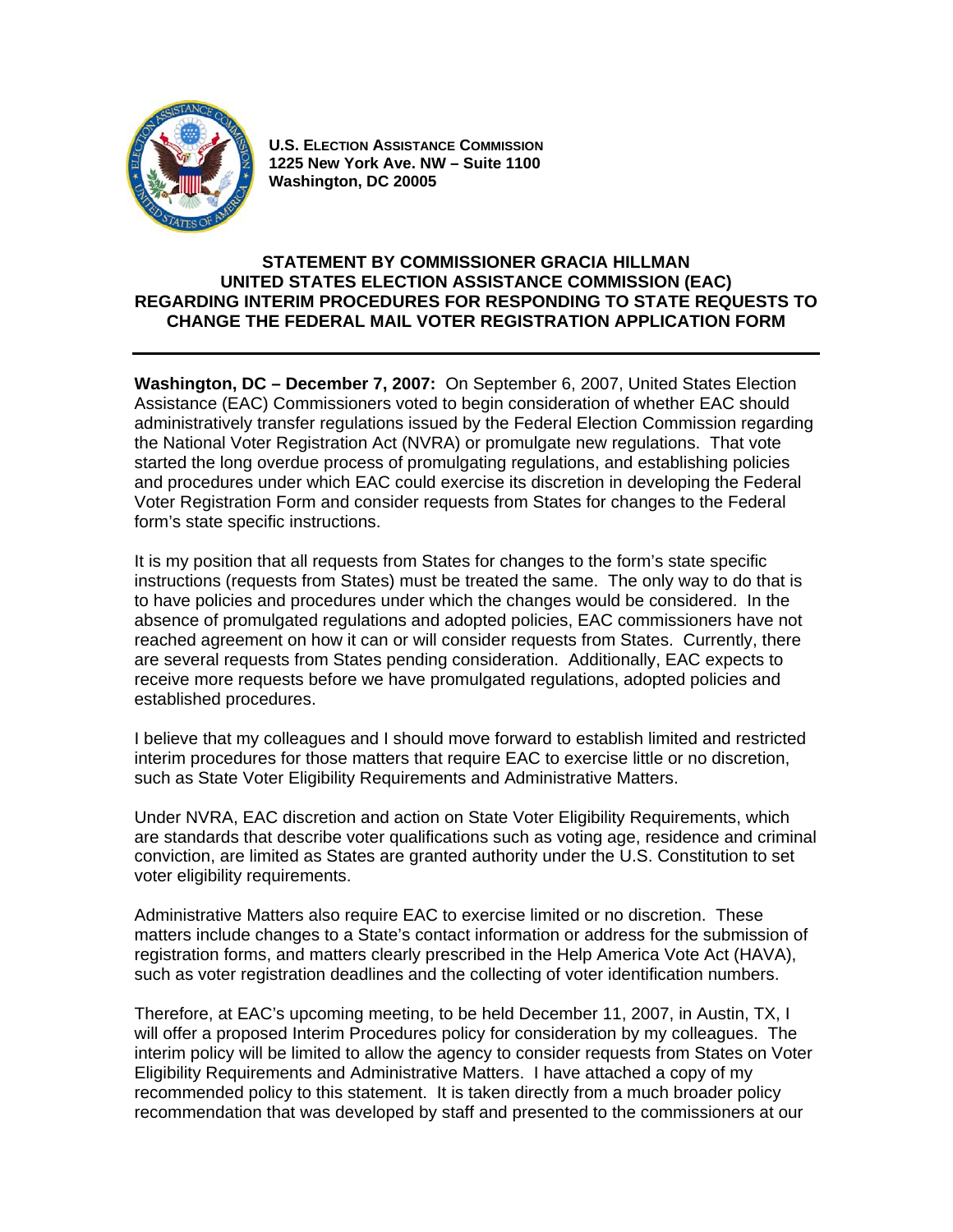**U.S. ELECTION ASSISTANCE COMMISSION**
**1225 New York Ave. NW – Suite 1100**
**Washington, DC 20005**

# STATEMENT BY COMMISSIONER GRACIA HILLMAN UNITED STATES ELECTION ASSISTANCE COMMISSION (EAC) REGARDING INTERIM PROCEDURES FOR RESPONDING TO STATE REQUESTS TO CHANGE THE FEDERAL MAIL VOTER REGISTRATION APPLICATION FORM

---

**Washington, DC – December 7, 2007:** On September 6, 2007, United States Election Assistance (EAC) Commissioners voted to begin consideration of whether EAC should administratively transfer regulations issued by the Federal Election Commission regarding the National Voter Registration Act (NVRA) or promulgate new regulations. That vote started the long overdue process of promulgating regulations, and establishing policies and procedures under which EAC could exercise its discretion in developing the Federal Voter Registration Form and consider requests from States for changes to the Federal form's state specific instructions.

It is my position that all requests from States for changes to the form's state specific instructions (requests from States) must be treated the same. The only way to do that is to have policies and procedures under which the changes would be considered. In the absence of promulgated regulations and adopted policies, EAC commissioners have not reached agreement on how it can or will consider requests from States. Currently, there are several requests from States pending consideration. Additionally, EAC expects to receive more requests before we have promulgated regulations, adopted policies and established procedures.

I believe that my colleagues and I should move forward to establish limited and restricted interim procedures for those matters that require EAC to exercise little or no discretion, such as State Voter Eligibility Requirements and Administrative Matters.

Under NVRA, EAC discretion and action on State Voter Eligibility Requirements, which are standards that describe voter qualifications such as voting age, residence and criminal conviction, are limited as States are granted authority under the U.S. Constitution to set voter eligibility requirements.

Administrative Matters also require EAC to exercise limited or no discretion. These matters include changes to a State's contact information or address for the submission of registration forms, and matters clearly prescribed in the Help America Vote Act (HAVA), such as voter registration deadlines and the collecting of voter identification numbers.

Therefore, at EAC's upcoming meeting, to be held December 11, 2007, in Austin, TX, I will offer a proposed Interim Procedures policy for consideration by my colleagues. The interim policy will be limited to allow the agency to consider requests from States on Voter Eligibility Requirements and Administrative Matters. I have attached a copy of my recommended policy to this statement. It is taken directly from a much broader policy recommendation that was developed by staff and presented to the commissioners at our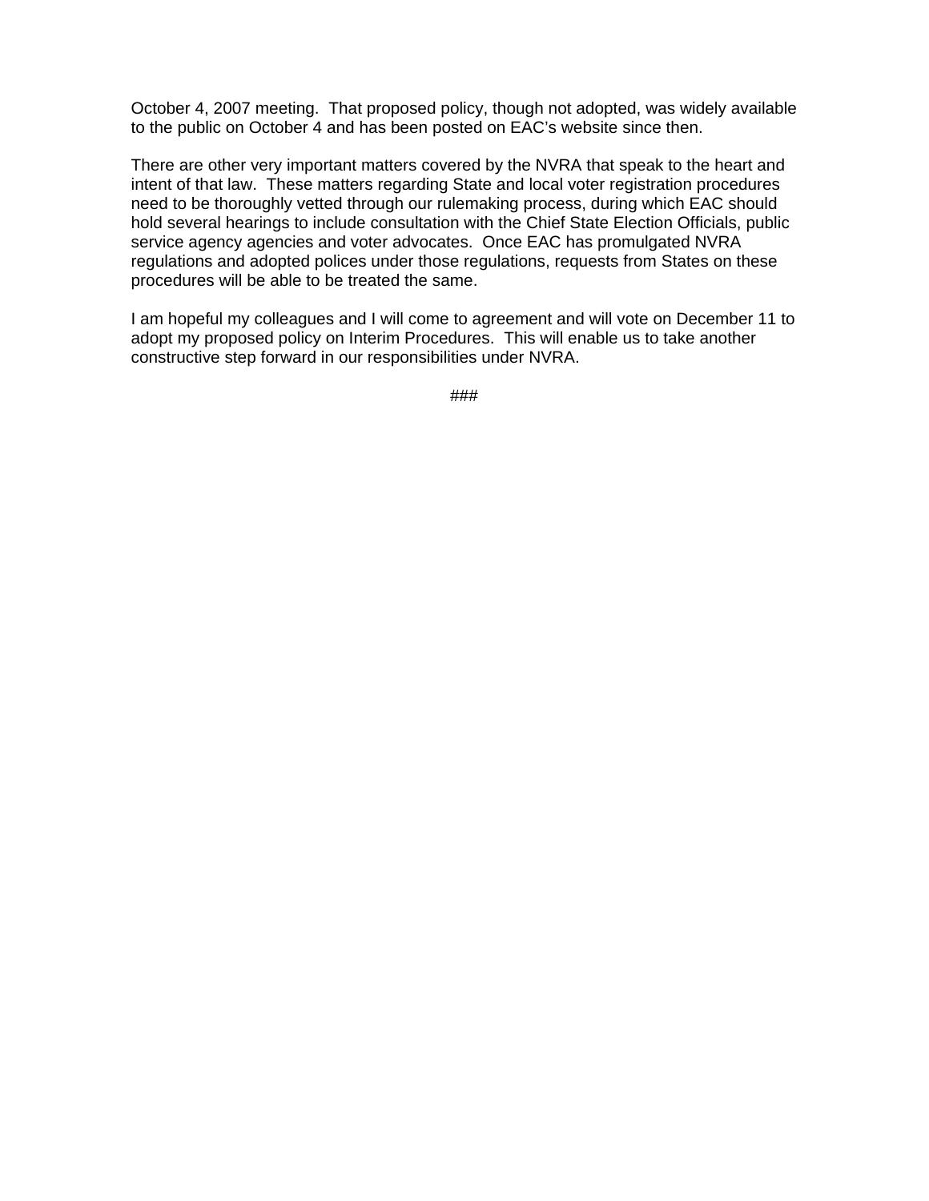October 4, 2007 meeting.  That proposed policy, though not adopted, was widely available to the public on October 4 and has been posted on EAC's website since then.

There are other very important matters covered by the NVRA that speak to the heart and intent of that law.  These matters regarding State and local voter registration procedures need to be thoroughly vetted through our rulemaking process, during which EAC should hold several hearings to include consultation with the Chief State Election Officials, public service agency agencies and voter advocates.  Once EAC has promulgated NVRA regulations and adopted polices under those regulations, requests from States on these procedures will be able to be treated the same.

I am hopeful my colleagues and I will come to agreement and will vote on December 11 to adopt my proposed policy on Interim Procedures.  This will enable us to take another constructive step forward in our responsibilities under NVRA.

###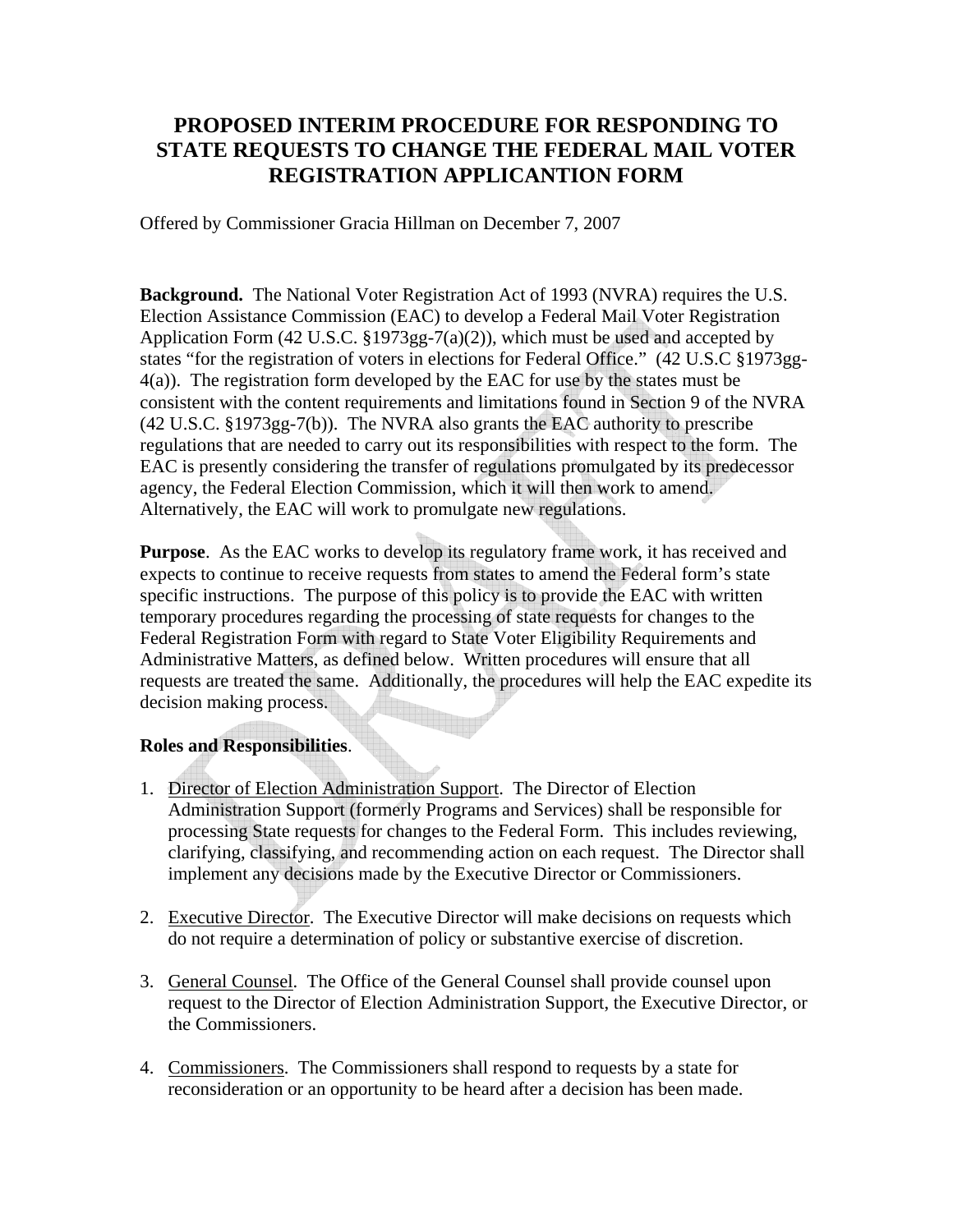# PROPOSED INTERIM PROCEDURE FOR RESPONDING TO STATE REQUESTS TO CHANGE THE FEDERAL MAIL VOTER REGISTRATION APPLICANTION FORM

Offered by Commissioner Gracia Hillman on December 7, 2007

**Background.** The National Voter Registration Act of 1993 (NVRA) requires the U.S. Election Assistance Commission (EAC) to develop a Federal Mail Voter Registration Application Form (42 U.S.C. §1973gg-7(a)(2)), which must be used and accepted by states "for the registration of voters in elections for Federal Office." (42 U.S.C §1973gg-4(a)). The registration form developed by the EAC for use by the states must be consistent with the content requirements and limitations found in Section 9 of the NVRA (42 U.S.C. §1973gg-7(b)). The NVRA also grants the EAC authority to prescribe regulations that are needed to carry out its responsibilities with respect to the form. The EAC is presently considering the transfer of regulations promulgated by its predecessor agency, the Federal Election Commission, which it will then work to amend. Alternatively, the EAC will work to promulgate new regulations.

**Purpose**. As the EAC works to develop its regulatory frame work, it has received and expects to continue to receive requests from states to amend the Federal form's state specific instructions. The purpose of this policy is to provide the EAC with written temporary procedures regarding the processing of state requests for changes to the Federal Registration Form with regard to State Voter Eligibility Requirements and Administrative Matters, as defined below. Written procedures will ensure that all requests are treated the same. Additionally, the procedures will help the EAC expedite its decision making process.

**Roles and Responsibilities**.

1. Director of Election Administration Support. The Director of Election Administration Support (formerly Programs and Services) shall be responsible for processing State requests for changes to the Federal Form. This includes reviewing, clarifying, classifying, and recommending action on each request. The Director shall implement any decisions made by the Executive Director or Commissioners.

2. Executive Director. The Executive Director will make decisions on requests which do not require a determination of policy or substantive exercise of discretion.

3. General Counsel. The Office of the General Counsel shall provide counsel upon request to the Director of Election Administration Support, the Executive Director, or the Commissioners.

4. Commissioners. The Commissioners shall respond to requests by a state for reconsideration or an opportunity to be heard after a decision has been made.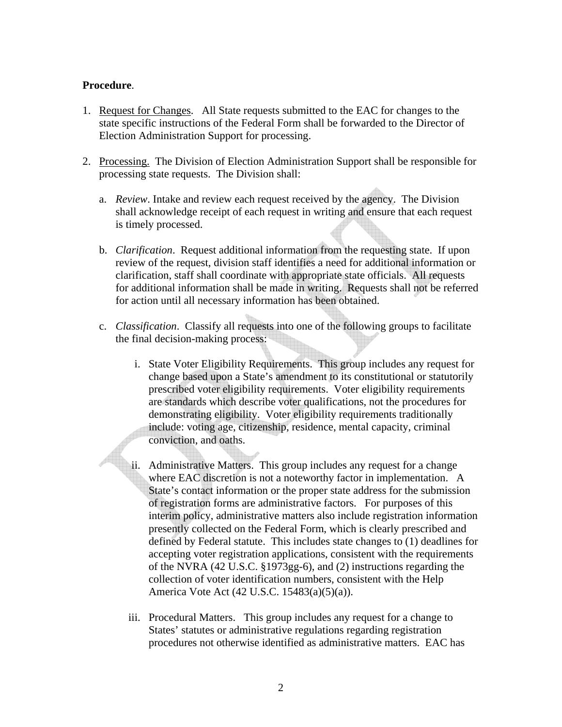**Procedure**.

1. <u>Request for Changes</u>. All State requests submitted to the EAC for changes to the state specific instructions of the Federal Form shall be forwarded to the Director of Election Administration Support for processing.

2. <u>Processing.</u> The Division of Election Administration Support shall be responsible for processing state requests. The Division shall:

   a. *Review*. Intake and review each request received by the agency. The Division shall acknowledge receipt of each request in writing and ensure that each request is timely processed.

   b. *Clarification*. Request additional information from the requesting state. If upon review of the request, division staff identifies a need for additional information or clarification, staff shall coordinate with appropriate state officials. All requests for additional information shall be made in writing. Requests shall not be referred for action until all necessary information has been obtained.

   c. *Classification*. Classify all requests into one of the following groups to facilitate the final decision-making process:

      i. State Voter Eligibility Requirements. This group includes any request for change based upon a State's amendment to its constitutional or statutorily prescribed voter eligibility requirements. Voter eligibility requirements are standards which describe voter qualifications, not the procedures for demonstrating eligibility. Voter eligibility requirements traditionally include: voting age, citizenship, residence, mental capacity, criminal conviction, and oaths.

      ii. Administrative Matters. This group includes any request for a change where EAC discretion is not a noteworthy factor in implementation. A State's contact information or the proper state address for the submission of registration forms are administrative factors. For purposes of this interim policy, administrative matters also include registration information presently collected on the Federal Form, which is clearly prescribed and defined by Federal statute. This includes state changes to (1) deadlines for accepting voter registration applications, consistent with the requirements of the NVRA (42 U.S.C. §1973gg-6), and (2) instructions regarding the collection of voter identification numbers, consistent with the Help America Vote Act (42 U.S.C. 15483(a)(5)(a)).

      iii. Procedural Matters. This group includes any request for a change to States' statutes or administrative regulations regarding registration procedures not otherwise identified as administrative matters. EAC has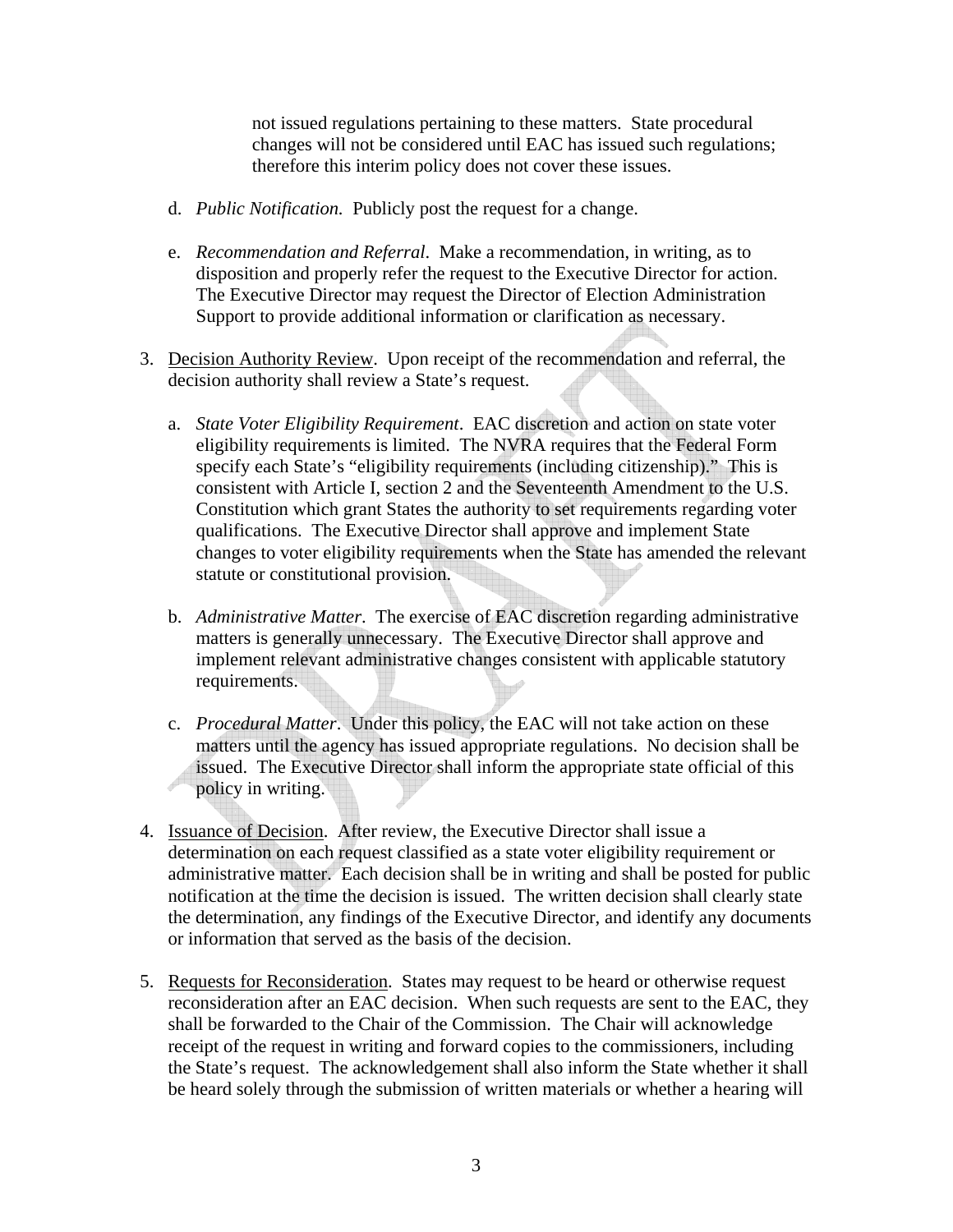not issued regulations pertaining to these matters. State procedural changes will not be considered until EAC has issued such regulations; therefore this interim policy does not cover these issues.

d. *Public Notification.* Publicly post the request for a change.

e. *Recommendation and Referral*. Make a recommendation, in writing, as to disposition and properly refer the request to the Executive Director for action. The Executive Director may request the Director of Election Administration Support to provide additional information or clarification as necessary.

3. Decision Authority Review. Upon receipt of the recommendation and referral, the decision authority shall review a State's request.

   a. *State Voter Eligibility Requirement*. EAC discretion and action on state voter eligibility requirements is limited. The NVRA requires that the Federal Form specify each State's "eligibility requirements (including citizenship)." This is consistent with Article I, section 2 and the Seventeenth Amendment to the U.S. Constitution which grant States the authority to set requirements regarding voter qualifications. The Executive Director shall approve and implement State changes to voter eligibility requirements when the State has amended the relevant statute or constitutional provision.

   b. *Administrative Matter*. The exercise of EAC discretion regarding administrative matters is generally unnecessary. The Executive Director shall approve and implement relevant administrative changes consistent with applicable statutory requirements.

   c. *Procedural Matter*. Under this policy, the EAC will not take action on these matters until the agency has issued appropriate regulations. No decision shall be issued. The Executive Director shall inform the appropriate state official of this policy in writing.

4. Issuance of Decision. After review, the Executive Director shall issue a determination on each request classified as a state voter eligibility requirement or administrative matter. Each decision shall be in writing and shall be posted for public notification at the time the decision is issued. The written decision shall clearly state the determination, any findings of the Executive Director, and identify any documents or information that served as the basis of the decision.

5. Requests for Reconsideration. States may request to be heard or otherwise request reconsideration after an EAC decision. When such requests are sent to the EAC, they shall be forwarded to the Chair of the Commission. The Chair will acknowledge receipt of the request in writing and forward copies to the commissioners, including the State's request. The acknowledgement shall also inform the State whether it shall be heard solely through the submission of written materials or whether a hearing will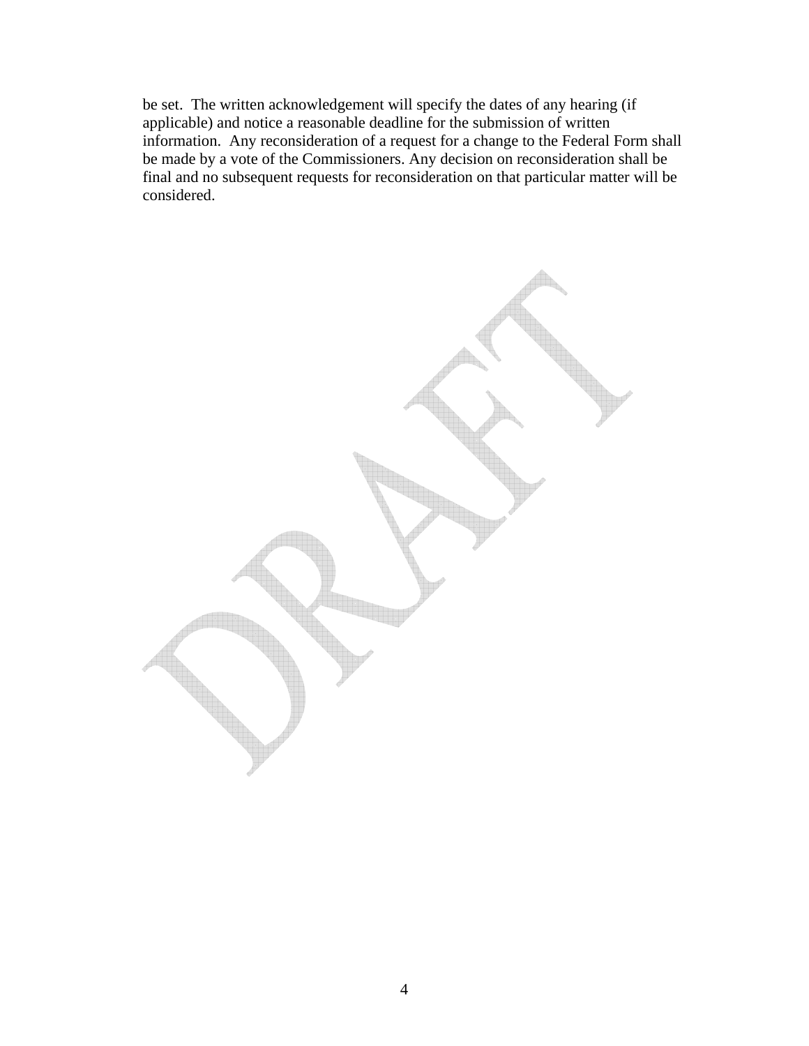be set. The written acknowledgement will specify the dates of any hearing (if applicable) and notice a reasonable deadline for the submission of written information. Any reconsideration of a request for a change to the Federal Form shall be made by a vote of the Commissioners. Any decision on reconsideration shall be final and no subsequent requests for reconsideration on that particular matter will be considered.